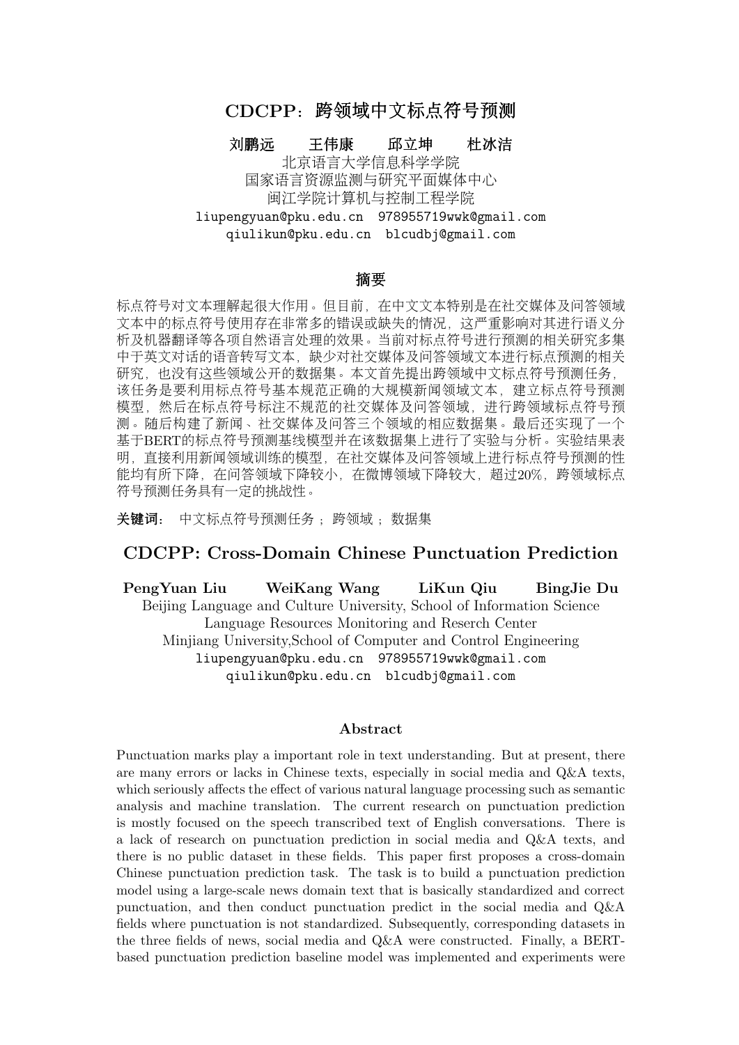# CDCPP：跨领域中文标点符号预测

**刘鹏远　　王伟康　　邱立坤　　杜冰洁**

北京语言大学信息科学学院
国家语言资源监测与研究平面媒体中心
闽江学院计算机与控制工程学院

liupengyuan@pku.edu.cn　978955719wwk@gmail.com
qiulikun@pku.edu.cn　blcudbj@gmail.com

## 摘要

标点符号对文本理解起很大作用。但目前，在中文文本特别是在社交媒体及问答领域文本中的标点符号使用存在非常多的错误或缺失的情况，这严重影响对其进行语义分析及机器翻译等各项自然语言处理的效果。当前对标点符号进行预测的相关研究多集中于英文对话的语音转写文本，缺少对社交媒体及问答领域文本进行标点预测的相关研究，也没有这些领域公开的数据集。本文首先提出跨领域中文标点符号预测任务，该任务是要利用标点符号基本规范正确的大规模新闻领域文本，建立标点符号预测模型，然后在标点符号标注不规范的社交媒体及问答领域，进行跨领域标点符号预测。随后构建了新闻、社交媒体及问答三个领域的相应数据集。最后还实现了一个基于BERT的标点符号预测基线模型并在该数据集上进行了实验与分析。实验结果表明，直接利用新闻领域训练的模型，在社交媒体及问答领域上进行标点符号预测的性能均有所下降，在问答领域下降较小，在微博领域下降较大，超过20%，跨领域标点符号预测任务具有一定的挑战性。

**关键词：** 中文标点符号预测任务 ；跨领域 ；数据集

# CDCPP: Cross-Domain Chinese Punctuation Prediction

**PengYuan Liu　　WeiKang Wang　　LiKun Qiu　　BingJie Du**

Beijing Language and Culture University, School of Information Science
Language Resources Monitoring and Reserch Center
Minjiang University,School of Computer and Control Engineering

liupengyuan@pku.edu.cn　978955719wwk@gmail.com
qiulikun@pku.edu.cn　blcudbj@gmail.com

## Abstract

Punctuation marks play a important role in text understanding. But at present, there are many errors or lacks in Chinese texts, especially in social media and Q&A texts, which seriously affects the effect of various natural language processing such as semantic analysis and machine translation. The current research on punctuation prediction is mostly focused on the speech transcribed text of English conversations. There is a lack of research on punctuation prediction in social media and Q&A texts, and there is no public dataset in these fields. This paper first proposes a cross-domain Chinese punctuation prediction task. The task is to build a punctuation prediction model using a large-scale news domain text that is basically standardized and correct punctuation, and then conduct punctuation predict in the social media and Q&A fields where punctuation is not standardized. Subsequently, corresponding datasets in the three fields of news, social media and Q&A were constructed. Finally, a BERT-based punctuation prediction baseline model was implemented and experiments were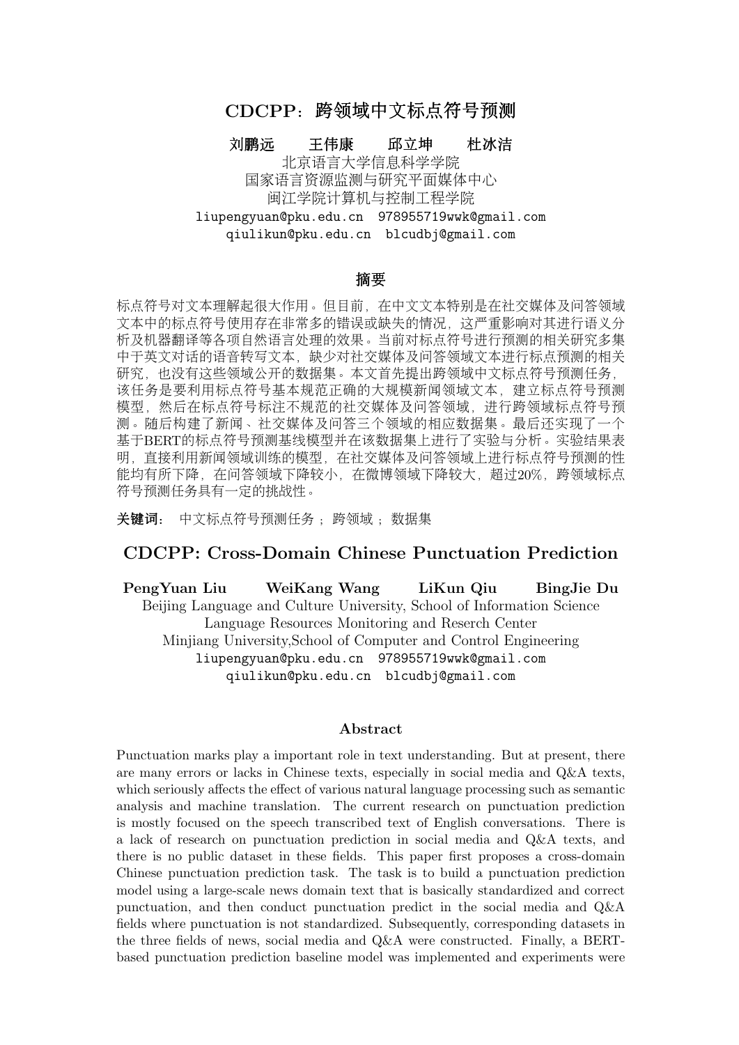# CDCPP：跨领域中文标点符号预测

**刘鹏远　　王伟康　　邱立坤　　杜冰洁**

北京语言大学信息科学学院
国家语言资源监测与研究平面媒体中心
闽江学院计算机与控制工程学院

liupengyuan@pku.edu.cn　978955719wwk@gmail.com
qiulikun@pku.edu.cn　blcudbj@gmail.com

## 摘要

标点符号对文本理解起很大作用。但目前，在中文文本特别是在社交媒体及问答领域文本中的标点符号使用存在非常多的错误或缺失的情况，这严重影响对其进行语义分析及机器翻译等各项自然语言处理的效果。当前对标点符号进行预测的相关研究多集中于英文对话的语音转写文本，缺少对社交媒体及问答领域文本进行标点预测的相关研究，也没有这些领域公开的数据集。本文首先提出跨领域中文标点符号预测任务，该任务是要利用标点符号基本规范正确的大规模新闻领域文本，建立标点符号预测模型，然后在标点符号标注不规范的社交媒体及问答领域，进行跨领域标点符号预测。随后构建了新闻、社交媒体及问答三个领域的相应数据集。最后还实现了一个基于BERT的标点符号预测基线模型并在该数据集上进行了实验与分析。实验结果表明，直接利用新闻领域训练的模型，在社交媒体及问答领域上进行标点符号预测的性能均有所下降，在问答领域下降较小，在微博领域下降较大，超过20%，跨领域标点符号预测任务具有一定的挑战性。

**关键词：** 中文标点符号预测任务 ；跨领域 ；数据集

# CDCPP: Cross-Domain Chinese Punctuation Prediction

**PengYuan Liu　　WeiKang Wang　　LiKun Qiu　　BingJie Du**

Beijing Language and Culture University, School of Information Science
Language Resources Monitoring and Reserch Center
Minjiang University,School of Computer and Control Engineering

liupengyuan@pku.edu.cn　978955719wwk@gmail.com
qiulikun@pku.edu.cn　blcudbj@gmail.com

## Abstract

Punctuation marks play a important role in text understanding. But at present, there are many errors or lacks in Chinese texts, especially in social media and Q&A texts, which seriously affects the effect of various natural language processing such as semantic analysis and machine translation. The current research on punctuation prediction is mostly focused on the speech transcribed text of English conversations. There is a lack of research on punctuation prediction in social media and Q&A texts, and there is no public dataset in these fields. This paper first proposes a cross-domain Chinese punctuation prediction task. The task is to build a punctuation prediction model using a large-scale news domain text that is basically standardized and correct punctuation, and then conduct punctuation predict in the social media and Q&A fields where punctuation is not standardized. Subsequently, corresponding datasets in the three fields of news, social media and Q&A were constructed. Finally, a BERT-based punctuation prediction baseline model was implemented and experiments were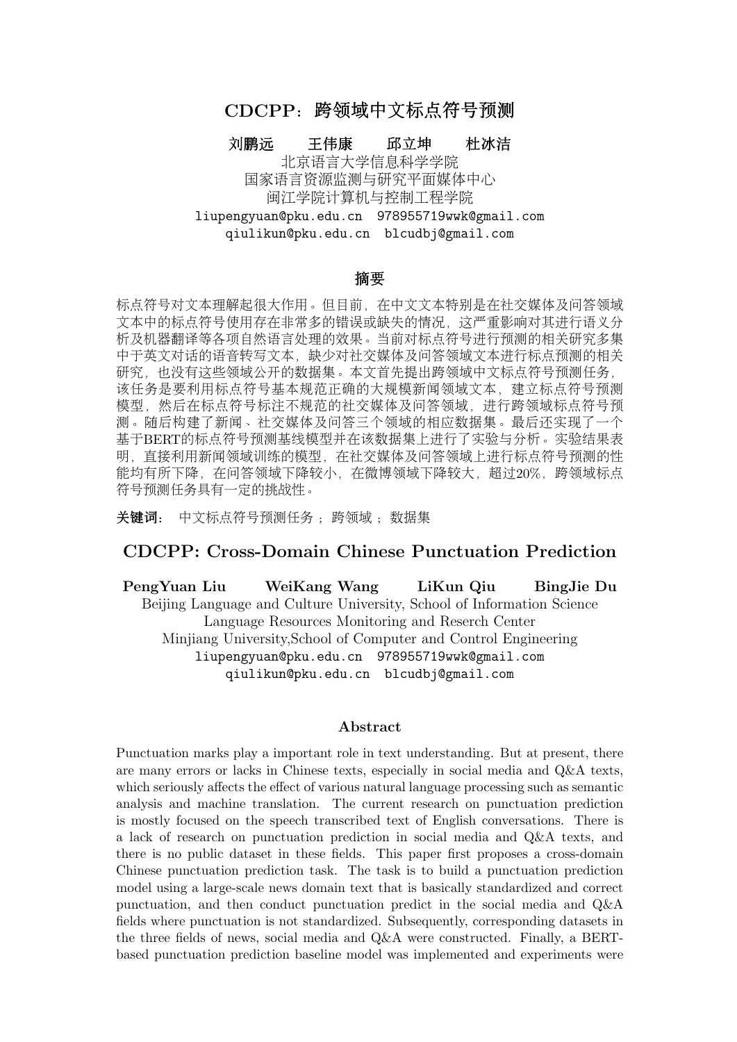# CDCPP：跨领域中文标点符号预测

**刘鹏远　　王伟康　　邱立坤　　杜冰洁**

北京语言大学信息科学学院

国家语言资源监测与研究平面媒体中心

闽江学院计算机与控制工程学院

liupengyuan@pku.edu.cn　978955719wwk@gmail.com

qiulikun@pku.edu.cn　blcudbj@gmail.com

## 摘要

标点符号对文本理解起很大作用。但目前，在中文文本特别是在社交媒体及问答领域文本中的标点符号使用存在非常多的错误或缺失的情况，这严重影响对其进行语义分析及机器翻译等各项自然语言处理的效果。当前对标点符号进行预测的相关研究多集中于英文对话的语音转写文本，缺少对社交媒体及问答领域文本进行标点预测的相关研究，也没有这些领域公开的数据集。本文首先提出跨领域中文标点符号预测任务，该任务是要利用标点符号基本规范正确的大规模新闻领域文本，建立标点符号预测模型，然后在标点符号标注不规范的社交媒体及问答领域，进行跨领域标点符号预测。随后构建了新闻、社交媒体及问答三个领域的相应数据集。最后还实现了一个基于BERT的标点符号预测基线模型并在该数据集上进行了实验与分析。实验结果表明，直接利用新闻领域训练的模型，在社交媒体及问答领域上进行标点符号预测的性能均有所下降，在问答领域下降较小，在微博领域下降较大，超过20%，跨领域标点符号预测任务具有一定的挑战性。

**关键词：** 中文标点符号预测任务 ；跨领域 ；数据集

# CDCPP: Cross-Domain Chinese Punctuation Prediction

**PengYuan Liu　　WeiKang Wang　　LiKun Qiu　　BingJie Du**

Beijing Language and Culture University, School of Information Science

Language Resources Monitoring and Reserch Center

Minjiang University,School of Computer and Control Engineering

liupengyuan@pku.edu.cn　978955719wwk@gmail.com

qiulikun@pku.edu.cn　blcudbj@gmail.com

## Abstract

Punctuation marks play a important role in text understanding. But at present, there are many errors or lacks in Chinese texts, especially in social media and Q&A texts, which seriously affects the effect of various natural language processing such as semantic analysis and machine translation. The current research on punctuation prediction is mostly focused on the speech transcribed text of English conversations. There is a lack of research on punctuation prediction in social media and Q&A texts, and there is no public dataset in these fields. This paper first proposes a cross-domain Chinese punctuation prediction task. The task is to build a punctuation prediction model using a large-scale news domain text that is basically standardized and correct punctuation, and then conduct punctuation predict in the social media and Q&A fields where punctuation is not standardized. Subsequently, corresponding datasets in the three fields of news, social media and Q&A were constructed. Finally, a BERT-based punctuation prediction baseline model was implemented and experiments were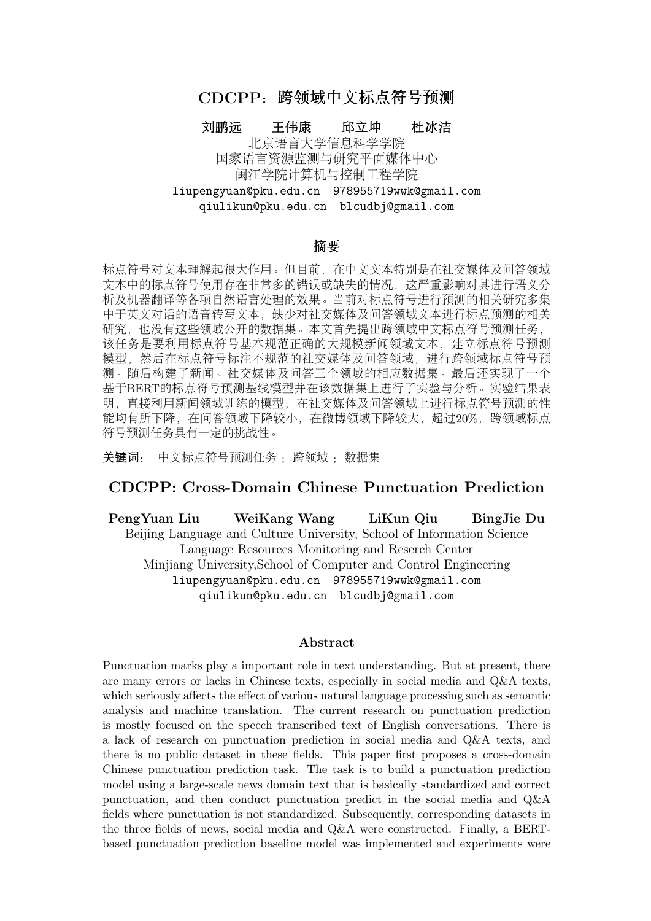# CDCPP：跨领域中文标点符号预测

**刘鹏远　　王伟康　　邱立坤　　杜冰洁**

北京语言大学信息科学学院

国家语言资源监测与研究平面媒体中心

闽江学院计算机与控制工程学院

liupengyuan@pku.edu.cn　978955719wwk@gmail.com

qiulikun@pku.edu.cn　blcudbj@gmail.com

## 摘要

标点符号对文本理解起很大作用。但目前，在中文文本特别是在社交媒体及问答领域文本中的标点符号使用存在非常多的错误或缺失的情况，这严重影响对其进行语义分析及机器翻译等各项自然语言处理的效果。当前对标点符号进行预测的相关研究多集中于英文对话的语音转写文本，缺少对社交媒体及问答领域文本进行标点预测的相关研究，也没有这些领域公开的数据集。本文首先提出跨领域中文标点符号预测任务，该任务是要利用标点符号基本规范正确的大规模新闻领域文本，建立标点符号预测模型，然后在标点符号标注不规范的社交媒体及问答领域，进行跨领域标点符号预测。随后构建了新闻、社交媒体及问答三个领域的相应数据集。最后还实现了一个基于BERT的标点符号预测基线模型并在该数据集上进行了实验与分析。实验结果表明，直接利用新闻领域训练的模型，在社交媒体及问答领域上进行标点符号预测的性能均有所下降，在问答领域下降较小，在微博领域下降较大，超过20%，跨领域标点符号预测任务具有一定的挑战性。

**关键词：** 中文标点符号预测任务 ；跨领域 ；数据集

# CDCPP: Cross-Domain Chinese Punctuation Prediction

**PengYuan Liu　　WeiKang Wang　　LiKun Qiu　　BingJie Du**

Beijing Language and Culture University, School of Information Science

Language Resources Monitoring and Reserch Center

Minjiang University,School of Computer and Control Engineering

liupengyuan@pku.edu.cn　978955719wwk@gmail.com

qiulikun@pku.edu.cn　blcudbj@gmail.com

## Abstract

Punctuation marks play a important role in text understanding. But at present, there are many errors or lacks in Chinese texts, especially in social media and Q&A texts, which seriously affects the effect of various natural language processing such as semantic analysis and machine translation. The current research on punctuation prediction is mostly focused on the speech transcribed text of English conversations. There is a lack of research on punctuation prediction in social media and Q&A texts, and there is no public dataset in these fields. This paper first proposes a cross-domain Chinese punctuation prediction task. The task is to build a punctuation prediction model using a large-scale news domain text that is basically standardized and correct punctuation, and then conduct punctuation predict in the social media and Q&A fields where punctuation is not standardized. Subsequently, corresponding datasets in the three fields of news, social media and Q&A were constructed. Finally, a BERT-based punctuation prediction baseline model was implemented and experiments were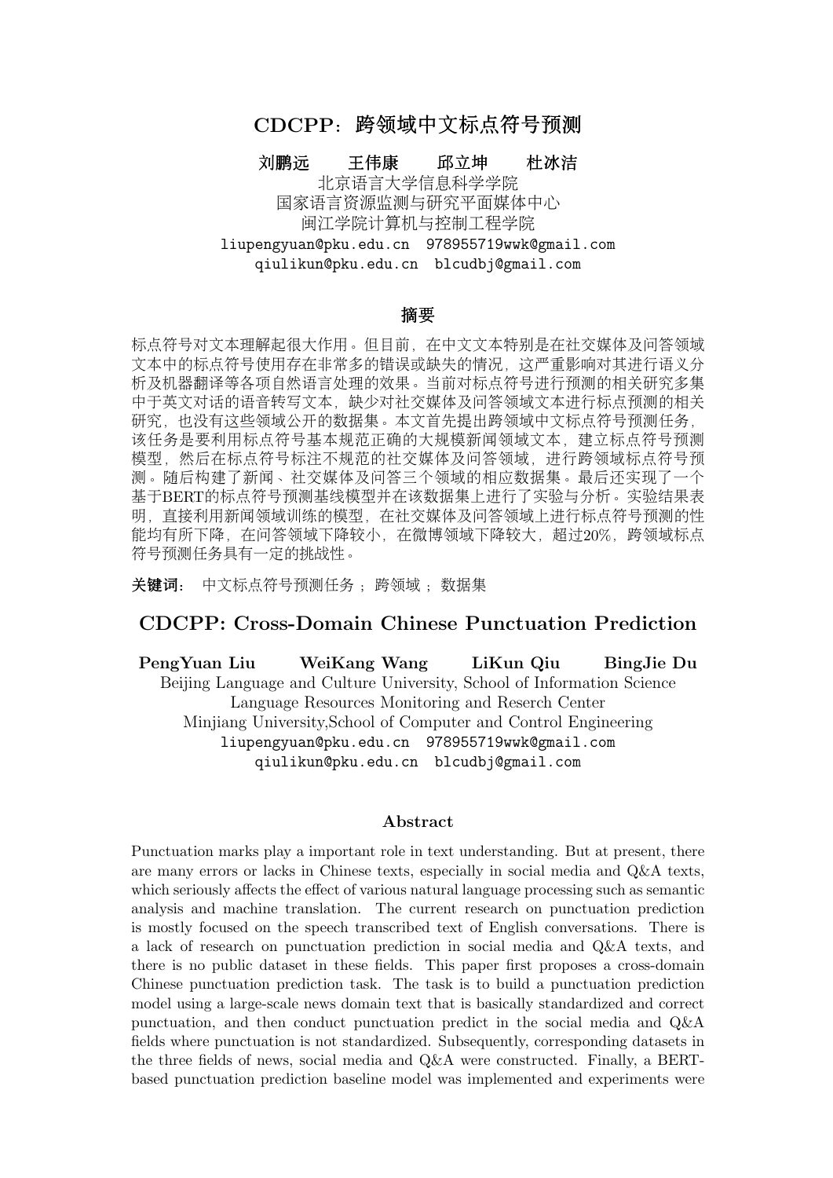# CDCPP：跨领域中文标点符号预测

**刘鹏远　　王伟康　　邱立坤　　杜冰洁**

北京语言大学信息科学学院
国家语言资源监测与研究平面媒体中心
闽江学院计算机与控制工程学院
liupengyuan@pku.edu.cn　978955719wwk@gmail.com
qiulikun@pku.edu.cn　blcudbj@gmail.com

## 摘要

标点符号对文本理解起很大作用。但目前，在中文文本特别是在社交媒体及问答领域文本中的标点符号使用存在非常多的错误或缺失的情况，这严重影响对其进行语义分析及机器翻译等各项自然语言处理的效果。当前对标点符号进行预测的相关研究多集中于英文对话的语音转写文本，缺少对社交媒体及问答领域文本进行标点预测的相关研究，也没有这些领域公开的数据集。本文首先提出跨领域中文标点符号预测任务，该任务是要利用标点符号基本规范正确的大规模新闻领域文本，建立标点符号预测模型，然后在标点符号标注不规范的社交媒体及问答领域，进行跨领域标点符号预测。随后构建了新闻、社交媒体及问答三个领域的相应数据集。最后还实现了一个基于BERT的标点符号预测基线模型并在该数据集上进行了实验与分析。实验结果表明，直接利用新闻领域训练的模型，在社交媒体及问答领域上进行标点符号预测的性能均有所下降，在问答领域下降较小，在微博领域下降较大，超过20%，跨领域标点符号预测任务具有一定的挑战性。

**关键词：** 中文标点符号预测任务 ；跨领域 ；数据集

# CDCPP: Cross-Domain Chinese Punctuation Prediction

**PengYuan Liu　　WeiKang Wang　　LiKun Qiu　　BingJie Du**

Beijing Language and Culture University, School of Information Science
Language Resources Monitoring and Reserch Center
Minjiang University,School of Computer and Control Engineering
liupengyuan@pku.edu.cn　978955719wwk@gmail.com
qiulikun@pku.edu.cn　blcudbj@gmail.com

## Abstract

Punctuation marks play a important role in text understanding. But at present, there are many errors or lacks in Chinese texts, especially in social media and Q&A texts, which seriously affects the effect of various natural language processing such as semantic analysis and machine translation. The current research on punctuation prediction is mostly focused on the speech transcribed text of English conversations. There is a lack of research on punctuation prediction in social media and Q&A texts, and there is no public dataset in these fields. This paper first proposes a cross-domain Chinese punctuation prediction task. The task is to build a punctuation prediction model using a large-scale news domain text that is basically standardized and correct punctuation, and then conduct punctuation predict in the social media and Q&A fields where punctuation is not standardized. Subsequently, corresponding datasets in the three fields of news, social media and Q&A were constructed. Finally, a BERT-based punctuation prediction baseline model was implemented and experiments were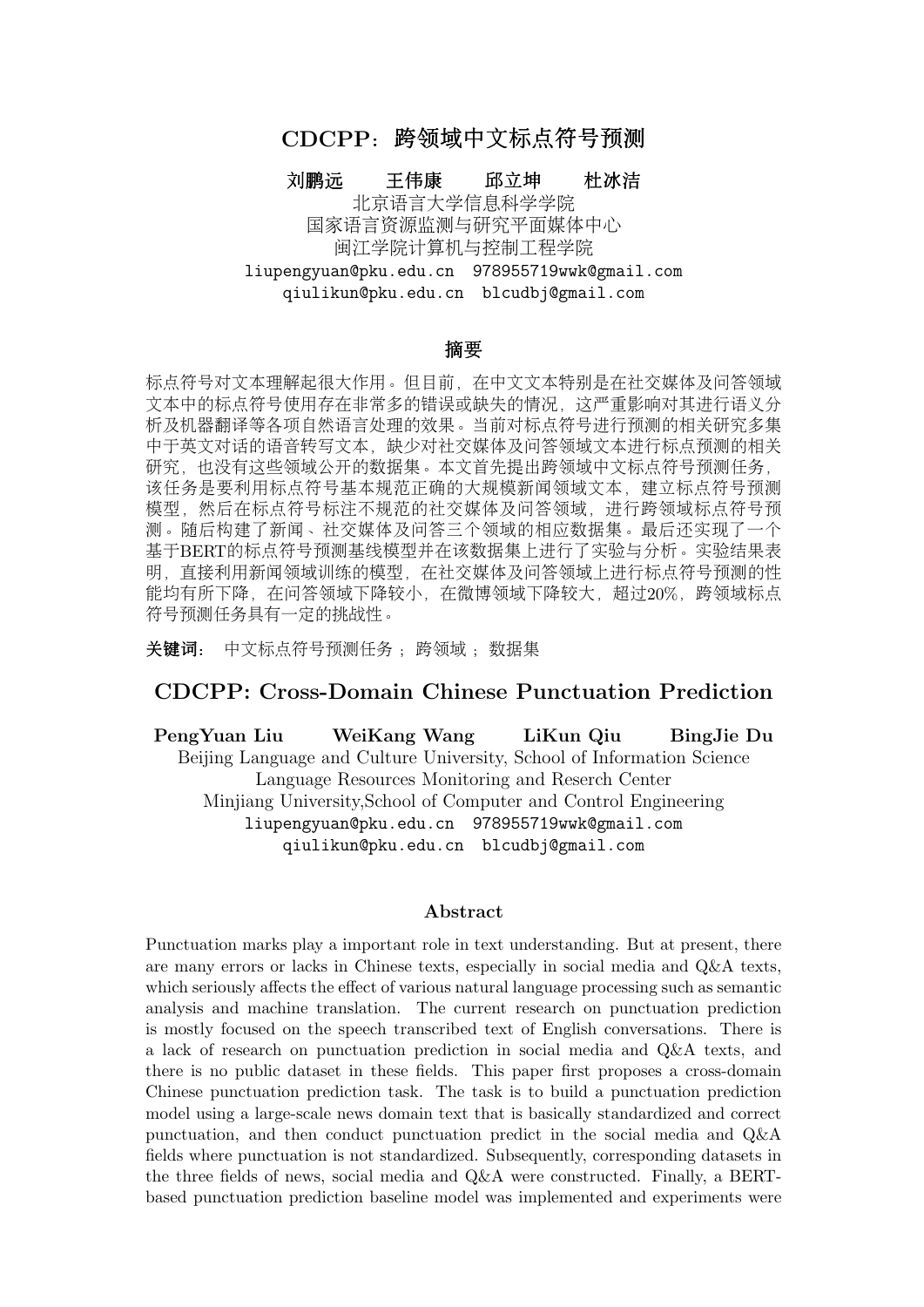# CDCPP：跨领域中文标点符号预测

**刘鹏远　　王伟康　　邱立坤　　杜冰洁**

北京语言大学信息科学学院
国家语言资源监测与研究平面媒体中心
闽江学院计算机与控制工程学院
liupengyuan@pku.edu.cn　978955719wwk@gmail.com
qiulikun@pku.edu.cn　blcudbj@gmail.com

## 摘要

标点符号对文本理解起很大作用。但目前，在中文文本特别是在社交媒体及问答领域文本中的标点符号使用存在非常多的错误或缺失的情况，这严重影响对其进行语义分析及机器翻译等各项自然语言处理的效果。当前对标点符号进行预测的相关研究多集中于英文对话的语音转写文本，缺少对社交媒体及问答领域文本进行标点预测的相关研究，也没有这些领域公开的数据集。本文首先提出跨领域中文标点符号预测任务，该任务是要利用标点符号基本规范正确的大规模新闻领域文本，建立标点符号预测模型，然后在标点符号标注不规范的社交媒体及问答领域，进行跨领域标点符号预测。随后构建了新闻、社交媒体及问答三个领域的相应数据集。最后还实现了一个基于BERT的标点符号预测基线模型并在该数据集上进行了实验与分析。实验结果表明，直接利用新闻领域训练的模型，在社交媒体及问答领域上进行标点符号预测的性能均有所下降，在问答领域下降较小，在微博领域下降较大，超过20%，跨领域标点符号预测任务具有一定的挑战性。

**关键词：** 中文标点符号预测任务 ；跨领域 ；数据集

# CDCPP: Cross-Domain Chinese Punctuation Prediction

**PengYuan Liu　　WeiKang Wang　　LiKun Qiu　　BingJie Du**

Beijing Language and Culture University, School of Information Science
Language Resources Monitoring and Reserch Center
Minjiang University,School of Computer and Control Engineering
liupengyuan@pku.edu.cn　978955719wwk@gmail.com
qiulikun@pku.edu.cn　blcudbj@gmail.com

## Abstract

Punctuation marks play a important role in text understanding. But at present, there are many errors or lacks in Chinese texts, especially in social media and Q&A texts, which seriously affects the effect of various natural language processing such as semantic analysis and machine translation. The current research on punctuation prediction is mostly focused on the speech transcribed text of English conversations. There is a lack of research on punctuation prediction in social media and Q&A texts, and there is no public dataset in these fields. This paper first proposes a cross-domain Chinese punctuation prediction task. The task is to build a punctuation prediction model using a large-scale news domain text that is basically standardized and correct punctuation, and then conduct punctuation predict in the social media and Q&A fields where punctuation is not standardized. Subsequently, corresponding datasets in the three fields of news, social media and Q&A were constructed. Finally, a BERT-based punctuation prediction baseline model was implemented and experiments were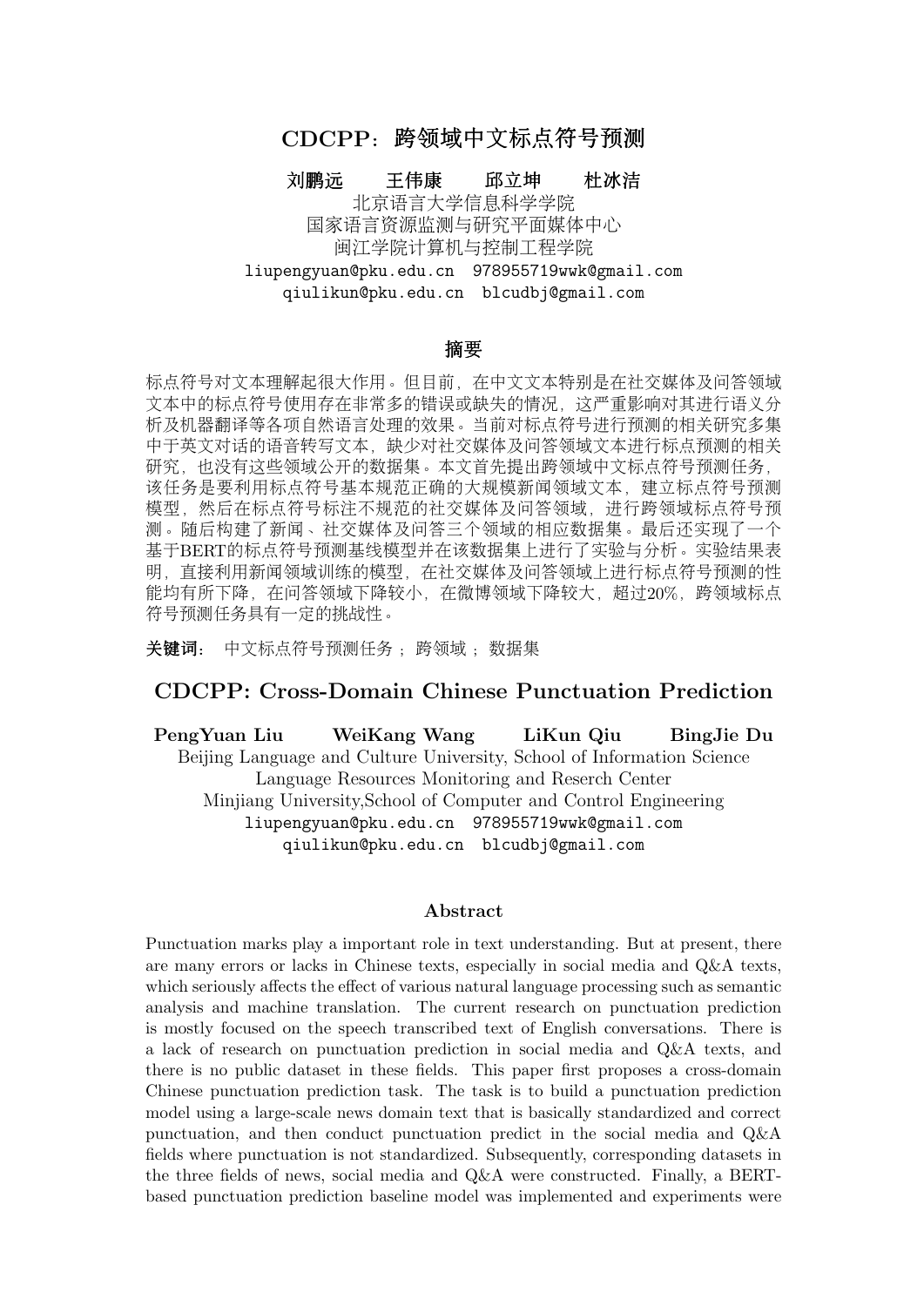# CDCPP：跨领域中文标点符号预测

**刘鹏远　　王伟康　　邱立坤　　杜冰洁**

北京语言大学信息科学学院
国家语言资源监测与研究平面媒体中心
闽江学院计算机与控制工程学院
liupengyuan@pku.edu.cn　978955719wwk@gmail.com
qiulikun@pku.edu.cn　blcudbj@gmail.com

## 摘要

标点符号对文本理解起很大作用。但目前，在中文文本特别是在社交媒体及问答领域文本中的标点符号使用存在非常多的错误或缺失的情况，这严重影响对其进行语义分析及机器翻译等各项自然语言处理的效果。当前对标点符号进行预测的相关研究多集中于英文对话的语音转写文本，缺少对社交媒体及问答领域文本进行标点预测的相关研究，也没有这些领域公开的数据集。本文首先提出跨领域中文标点符号预测任务，该任务是要利用标点符号基本规范正确的大规模新闻领域文本，建立标点符号预测模型，然后在标点符号标注不规范的社交媒体及问答领域，进行跨领域标点符号预测。随后构建了新闻、社交媒体及问答三个领域的相应数据集。最后还实现了一个基于BERT的标点符号预测基线模型并在该数据集上进行了实验与分析。实验结果表明，直接利用新闻领域训练的模型，在社交媒体及问答领域上进行标点符号预测的性能均有所下降，在问答领域下降较小，在微博领域下降较大，超过20%，跨领域标点符号预测任务具有一定的挑战性。

**关键词：** 中文标点符号预测任务 ；跨领域 ；数据集

# CDCPP: Cross-Domain Chinese Punctuation Prediction

**PengYuan Liu　　WeiKang Wang　　LiKun Qiu　　BingJie Du**

Beijing Language and Culture University, School of Information Science
Language Resources Monitoring and Reserch Center
Minjiang University,School of Computer and Control Engineering
liupengyuan@pku.edu.cn　978955719wwk@gmail.com
qiulikun@pku.edu.cn　blcudbj@gmail.com

## Abstract

Punctuation marks play a important role in text understanding. But at present, there are many errors or lacks in Chinese texts, especially in social media and Q&A texts, which seriously affects the effect of various natural language processing such as semantic analysis and machine translation. The current research on punctuation prediction is mostly focused on the speech transcribed text of English conversations. There is a lack of research on punctuation prediction in social media and Q&A texts, and there is no public dataset in these fields. This paper first proposes a cross-domain Chinese punctuation prediction task. The task is to build a punctuation prediction model using a large-scale news domain text that is basically standardized and correct punctuation, and then conduct punctuation predict in the social media and Q&A fields where punctuation is not standardized. Subsequently, corresponding datasets in the three fields of news, social media and Q&A were constructed. Finally, a BERT-based punctuation prediction baseline model was implemented and experiments were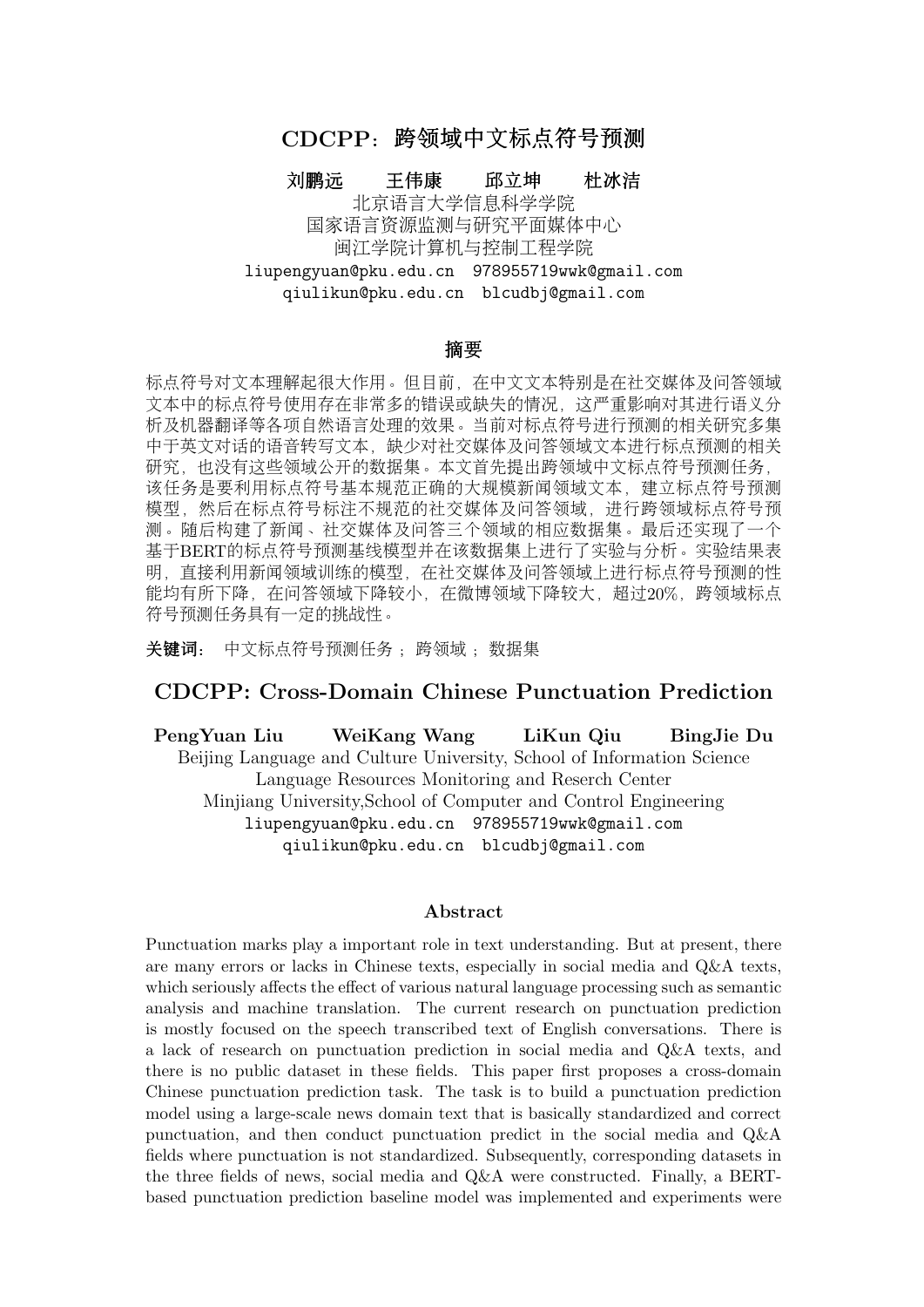# CDCPP：跨领域中文标点符号预测

**刘鹏远　　王伟康　　邱立坤　　杜冰洁**

北京语言大学信息科学学院
国家语言资源监测与研究平面媒体中心
闽江学院计算机与控制工程学院
liupengyuan@pku.edu.cn　978955719wwk@gmail.com
qiulikun@pku.edu.cn　blcudbj@gmail.com

## 摘要

标点符号对文本理解起很大作用。但目前，在中文文本特别是在社交媒体及问答领域文本中的标点符号使用存在非常多的错误或缺失的情况，这严重影响对其进行语义分析及机器翻译等各项自然语言处理的效果。当前对标点符号进行预测的相关研究多集中于英文对话的语音转写文本，缺少对社交媒体及问答领域文本进行标点预测的相关研究，也没有这些领域公开的数据集。本文首先提出跨领域中文标点符号预测任务，该任务是要利用标点符号基本规范正确的大规模新闻领域文本，建立标点符号预测模型，然后在标点符号标注不规范的社交媒体及问答领域，进行跨领域标点符号预测。随后构建了新闻、社交媒体及问答三个领域的相应数据集。最后还实现了一个基于BERT的标点符号预测基线模型并在该数据集上进行了实验与分析。实验结果表明，直接利用新闻领域训练的模型，在社交媒体及问答领域上进行标点符号预测的性能均有所下降，在问答领域下降较小，在微博领域下降较大，超过20%，跨领域标点符号预测任务具有一定的挑战性。

**关键词：** 中文标点符号预测任务；跨领域；数据集

# CDCPP: Cross-Domain Chinese Punctuation Prediction

**PengYuan Liu　　WeiKang Wang　　LiKun Qiu　　BingJie Du**

Beijing Language and Culture University, School of Information Science
Language Resources Monitoring and Reserch Center
Minjiang University,School of Computer and Control Engineering
liupengyuan@pku.edu.cn　978955719wwk@gmail.com
qiulikun@pku.edu.cn　blcudbj@gmail.com

## Abstract

Punctuation marks play a important role in text understanding. But at present, there are many errors or lacks in Chinese texts, especially in social media and Q&A texts, which seriously affects the effect of various natural language processing such as semantic analysis and machine translation. The current research on punctuation prediction is mostly focused on the speech transcribed text of English conversations. There is a lack of research on punctuation prediction in social media and Q&A texts, and there is no public dataset in these fields. This paper first proposes a cross-domain Chinese punctuation prediction task. The task is to build a punctuation prediction model using a large-scale news domain text that is basically standardized and correct punctuation, and then conduct punctuation predict in the social media and Q&A fields where punctuation is not standardized. Subsequently, corresponding datasets in the three fields of news, social media and Q&A were constructed. Finally, a BERT-based punctuation prediction baseline model was implemented and experiments were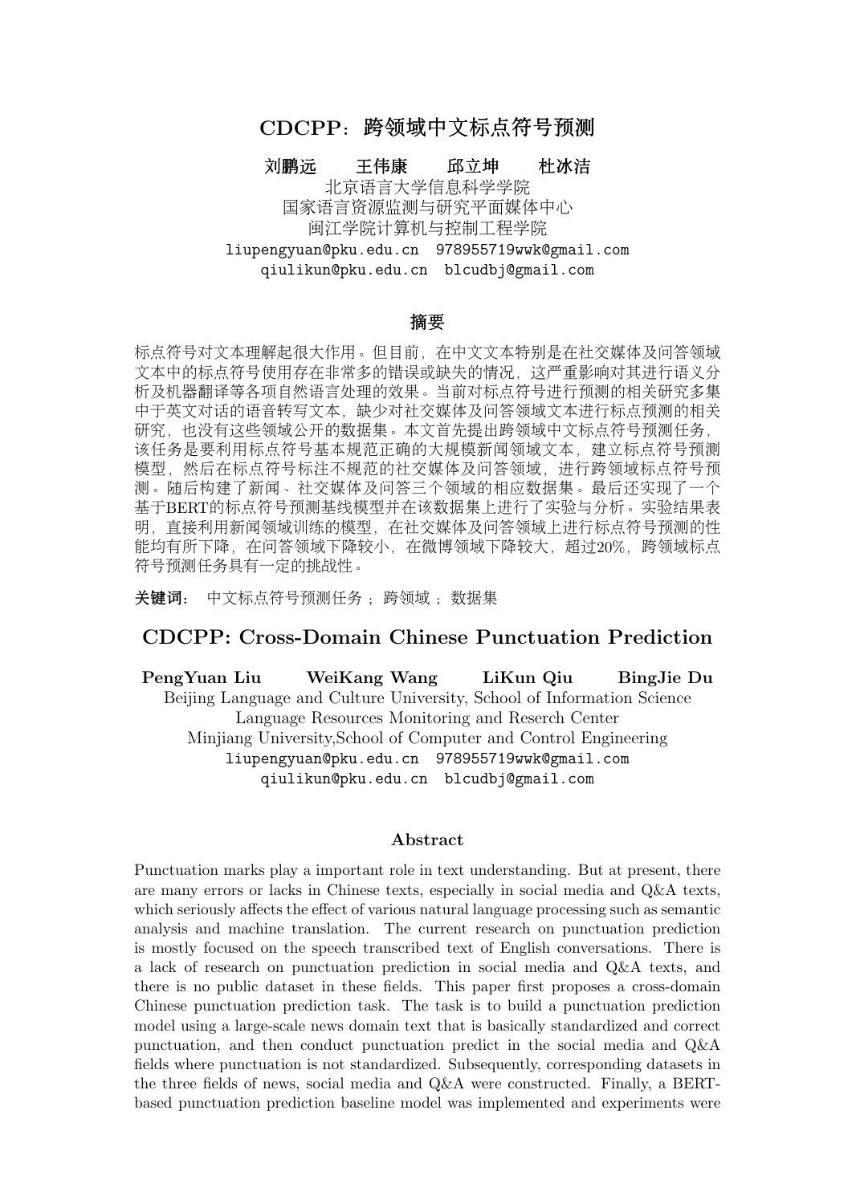# CDCPP：跨领域中文标点符号预测

**刘鹏远　　王伟康　　邱立坤　　杜冰洁**

北京语言大学信息科学学院
国家语言资源监测与研究平面媒体中心
闽江学院计算机与控制工程学院
liupengyuan@pku.edu.cn　978955719wwk@gmail.com
qiulikun@pku.edu.cn　blcudbj@gmail.com

## 摘要

标点符号对文本理解起很大作用。但目前，在中文文本特别是在社交媒体及问答领域文本中的标点符号使用存在非常多的错误或缺失的情况，这严重影响对其进行语义分析及机器翻译等各项自然语言处理的效果。当前对标点符号进行预测的相关研究多集中于英文对话的语音转写文本，缺少对社交媒体及问答领域文本进行标点预测的相关研究，也没有这些领域公开的数据集。本文首先提出跨领域中文标点符号预测任务，该任务是要利用标点符号基本规范正确的大规模新闻领域文本，建立标点符号预测模型，然后在标点符号标注不规范的社交媒体及问答领域，进行跨领域标点符号预测。随后构建了新闻、社交媒体及问答三个领域的相应数据集。最后还实现了一个基于BERT的标点符号预测基线模型并在该数据集上进行了实验与分析。实验结果表明，直接利用新闻领域训练的模型，在社交媒体及问答领域上进行标点符号预测的性能均有所下降，在问答领域下降较小，在微博领域下降较大，超过20%，跨领域标点符号预测任务具有一定的挑战性。

**关键词：** 中文标点符号预测任务 ；跨领域 ；数据集

# CDCPP: Cross-Domain Chinese Punctuation Prediction

**PengYuan Liu　　WeiKang Wang　　LiKun Qiu　　BingJie Du**

Beijing Language and Culture University, School of Information Science
Language Resources Monitoring and Reserch Center
Minjiang University,School of Computer and Control Engineering
liupengyuan@pku.edu.cn　978955719wwk@gmail.com
qiulikun@pku.edu.cn　blcudbj@gmail.com

## Abstract

Punctuation marks play a important role in text understanding. But at present, there are many errors or lacks in Chinese texts, especially in social media and Q&A texts, which seriously affects the effect of various natural language processing such as semantic analysis and machine translation. The current research on punctuation prediction is mostly focused on the speech transcribed text of English conversations. There is a lack of research on punctuation prediction in social media and Q&A texts, and there is no public dataset in these fields. This paper first proposes a cross-domain Chinese punctuation prediction task. The task is to build a punctuation prediction model using a large-scale news domain text that is basically standardized and correct punctuation, and then conduct punctuation predict in the social media and Q&A fields where punctuation is not standardized. Subsequently, corresponding datasets in the three fields of news, social media and Q&A were constructed. Finally, a BERT-based punctuation prediction baseline model was implemented and experiments were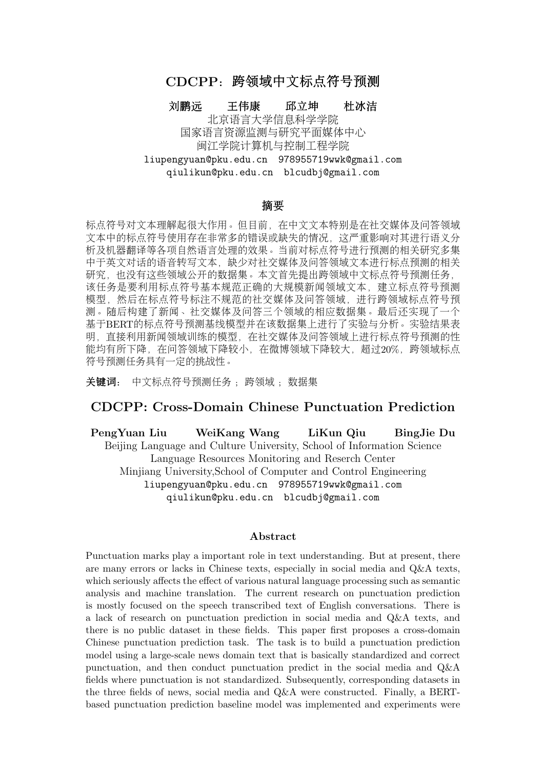# CDCPP：跨领域中文标点符号预测

**刘鹏远　　王伟康　　邱立坤　　杜冰洁**

北京语言大学信息科学学院
国家语言资源监测与研究平面媒体中心
闽江学院计算机与控制工程学院
liupengyuan@pku.edu.cn　978955719wwk@gmail.com
qiulikun@pku.edu.cn　blcudbj@gmail.com

## 摘要

标点符号对文本理解起很大作用。但目前，在中文文本特别是在社交媒体及问答领域文本中的标点符号使用存在非常多的错误或缺失的情况，这严重影响对其进行语义分析及机器翻译等各项自然语言处理的效果。当前对标点符号进行预测的相关研究多集中于英文对话的语音转写文本，缺少对社交媒体及问答领域文本进行标点预测的相关研究，也没有这些领域公开的数据集。本文首先提出跨领域中文标点符号预测任务，该任务是要利用标点符号基本规范正确的大规模新闻领域文本，建立标点符号预测模型，然后在标点符号标注不规范的社交媒体及问答领域，进行跨领域标点符号预测。随后构建了新闻、社交媒体及问答三个领域的相应数据集。最后还实现了一个基于BERT的标点符号预测基线模型并在该数据集上进行了实验与分析。实验结果表明，直接利用新闻领域训练的模型，在社交媒体及问答领域上进行标点符号预测的性能均有所下降，在问答领域下降较小，在微博领域下降较大，超过20%，跨领域标点符号预测任务具有一定的挑战性。

**关键词：** 中文标点符号预测任务；跨领域；数据集

# CDCPP: Cross-Domain Chinese Punctuation Prediction

**PengYuan Liu　　WeiKang Wang　　LiKun Qiu　　BingJie Du**

Beijing Language and Culture University, School of Information Science
Language Resources Monitoring and Reserch Center
Minjiang University,School of Computer and Control Engineering
liupengyuan@pku.edu.cn　978955719wwk@gmail.com
qiulikun@pku.edu.cn　blcudbj@gmail.com

## Abstract

Punctuation marks play a important role in text understanding. But at present, there are many errors or lacks in Chinese texts, especially in social media and Q&A texts, which seriously affects the effect of various natural language processing such as semantic analysis and machine translation. The current research on punctuation prediction is mostly focused on the speech transcribed text of English conversations. There is a lack of research on punctuation prediction in social media and Q&A texts, and there is no public dataset in these fields. This paper first proposes a cross-domain Chinese punctuation prediction task. The task is to build a punctuation prediction model using a large-scale news domain text that is basically standardized and correct punctuation, and then conduct punctuation predict in the social media and Q&A fields where punctuation is not standardized. Subsequently, corresponding datasets in the three fields of news, social media and Q&A were constructed. Finally, a BERT-based punctuation prediction baseline model was implemented and experiments were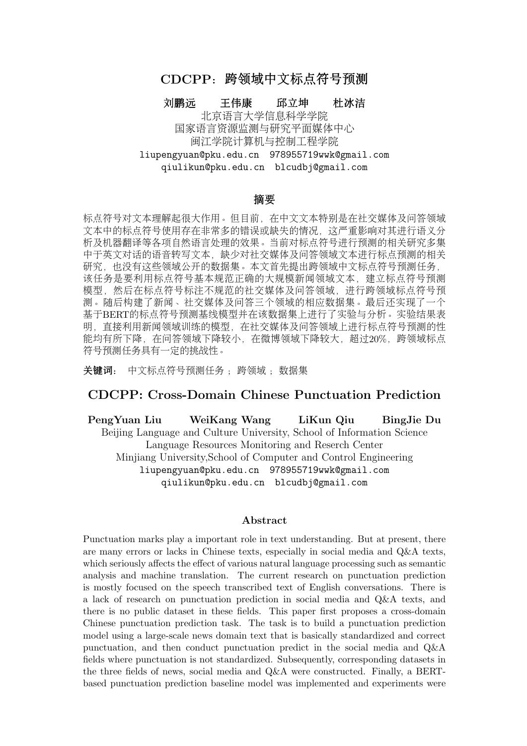# CDCPP：跨领域中文标点符号预测

**刘鹏远　　王伟康　　邱立坤　　杜冰洁**

北京语言大学信息科学学院
国家语言资源监测与研究平面媒体中心
闽江学院计算机与控制工程学院
liupengyuan@pku.edu.cn　978955719wwk@gmail.com
qiulikun@pku.edu.cn　blcudbj@gmail.com

## 摘要

标点符号对文本理解起很大作用。但目前，在中文文本特别是在社交媒体及问答领域文本中的标点符号使用存在非常多的错误或缺失的情况，这严重影响对其进行语义分析及机器翻译等各项自然语言处理的效果。当前对标点符号进行预测的相关研究多集中于英文对话的语音转写文本，缺少对社交媒体及问答领域文本进行标点预测的相关研究，也没有这些领域公开的数据集。本文首先提出跨领域中文标点符号预测任务，该任务是要利用标点符号基本规范正确的大规模新闻领域文本，建立标点符号预测模型，然后在标点符号标注不规范的社交媒体及问答领域，进行跨领域标点符号预测。随后构建了新闻、社交媒体及问答三个领域的相应数据集。最后还实现了一个基于BERT的标点符号预测基线模型并在该数据集上进行了实验与分析。实验结果表明，直接利用新闻领域训练的模型，在社交媒体及问答领域上进行标点符号预测的性能均有所下降，在问答领域下降较小，在微博领域下降较大，超过20%，跨领域标点符号预测任务具有一定的挑战性。

**关键词：** 中文标点符号预测任务 ；跨领域 ；数据集

# CDCPP: Cross-Domain Chinese Punctuation Prediction

**PengYuan Liu　　WeiKang Wang　　LiKun Qiu　　BingJie Du**

Beijing Language and Culture University, School of Information Science
Language Resources Monitoring and Reserch Center
Minjiang University,School of Computer and Control Engineering
liupengyuan@pku.edu.cn　978955719wwk@gmail.com
qiulikun@pku.edu.cn　blcudbj@gmail.com

## Abstract

Punctuation marks play a important role in text understanding. But at present, there are many errors or lacks in Chinese texts, especially in social media and Q&A texts, which seriously affects the effect of various natural language processing such as semantic analysis and machine translation. The current research on punctuation prediction is mostly focused on the speech transcribed text of English conversations. There is a lack of research on punctuation prediction in social media and Q&A texts, and there is no public dataset in these fields. This paper first proposes a cross-domain Chinese punctuation prediction task. The task is to build a punctuation prediction model using a large-scale news domain text that is basically standardized and correct punctuation, and then conduct punctuation predict in the social media and Q&A fields where punctuation is not standardized. Subsequently, corresponding datasets in the three fields of news, social media and Q&A were constructed. Finally, a BERT-based punctuation prediction baseline model was implemented and experiments were